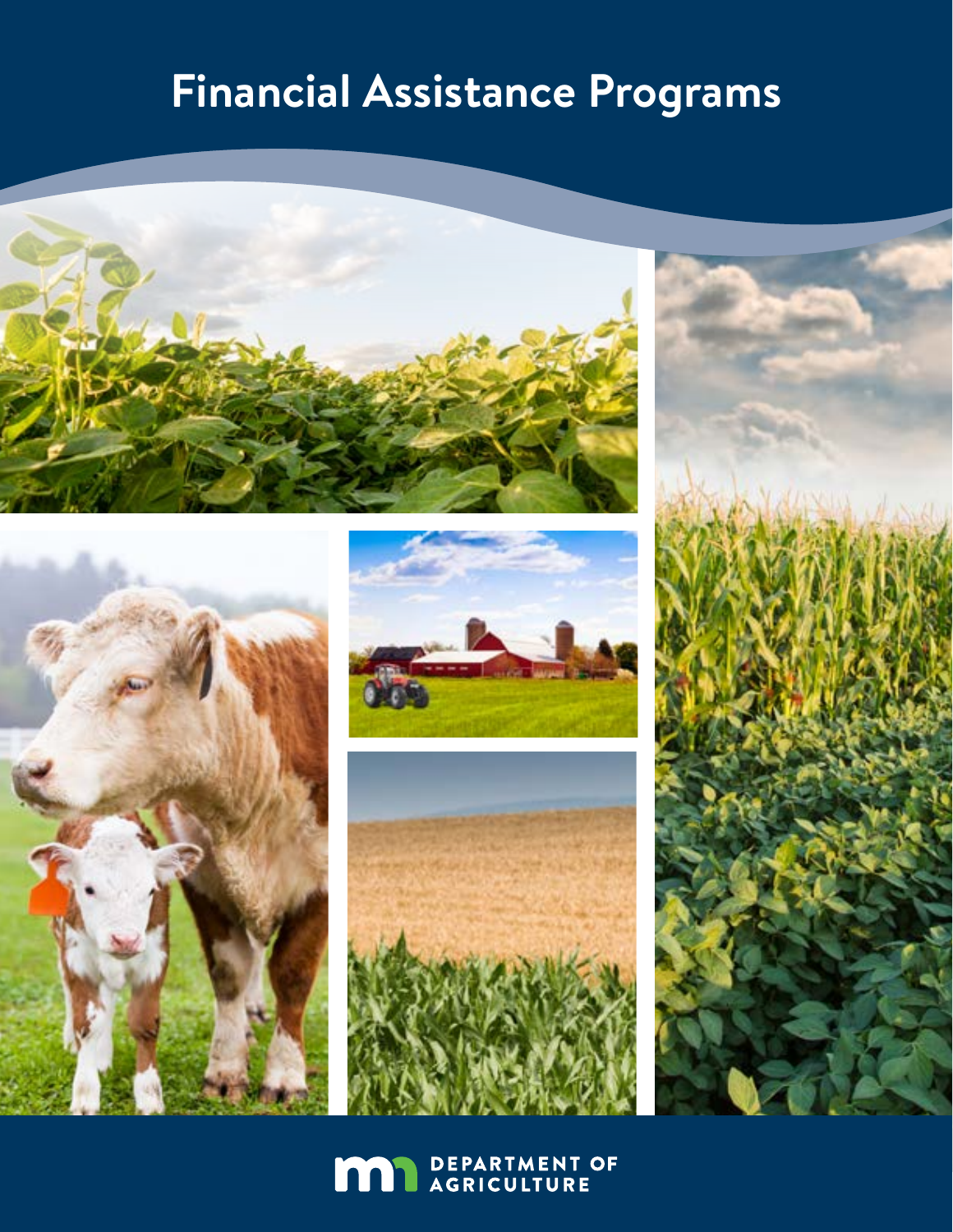# Financial Assistance Programs

DEPARTMENT OF AGRICULTURE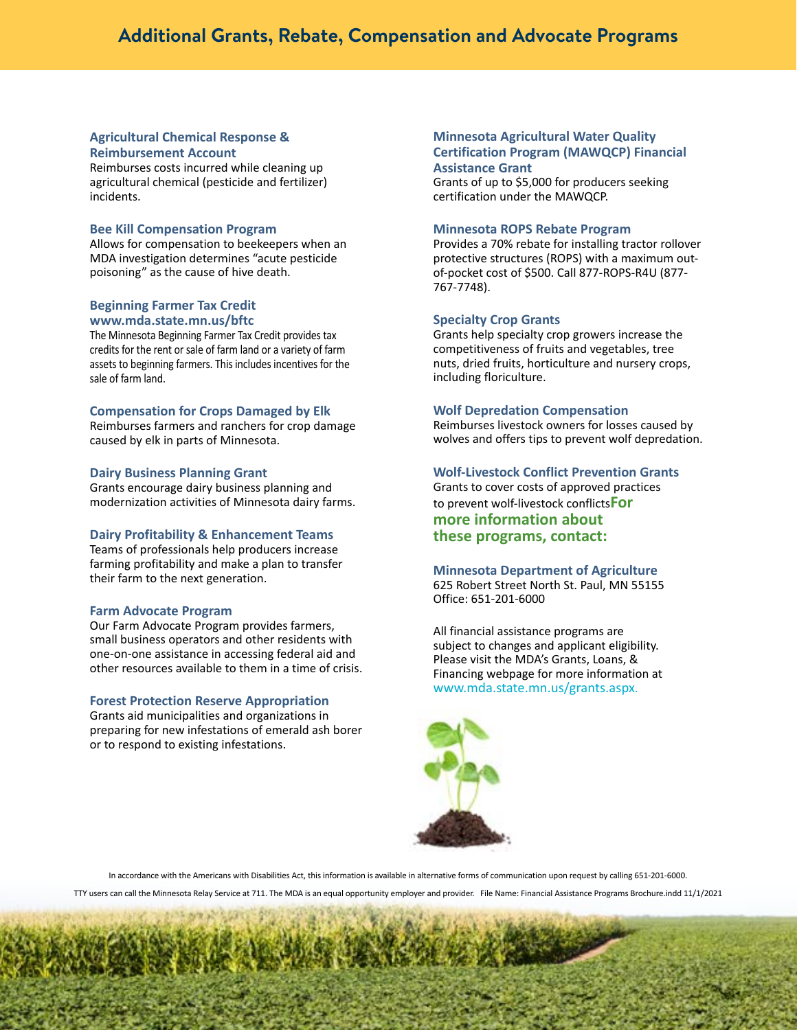# Additional Grants, Rebate, Compensation and Advocate Programs

### Agricultural Chemical Response & Reimbursement Account

Reimburses costs incurred while cleaning up agricultural chemical (pesticide and fertilizer) incidents.

### Bee Kill Compensation Program

Allows for compensation to beekeepers when an MDA investigation determines "acute pesticide poisoning" as the cause of hive death.

### Beginning Farmer Tax Credit www.mda.state.mn.us/bftc

The Minnesota Beginning Farmer Tax Credit provides tax credits for the rent or sale of farm land or a variety of farm assets to beginning farmers. This includes incentives for the sale of farm land.

### Compensation for Crops Damaged by Elk

Reimburses farmers and ranchers for crop damage caused by elk in parts of Minnesota.

### Dairy Business Planning Grant

Grants encourage dairy business planning and modernization activities of Minnesota dairy farms.

### Dairy Profitability & Enhancement Teams

Teams of professionals help producers increase farming profitability and make a plan to transfer their farm to the next generation.

### Farm Advocate Program

Our Farm Advocate Program provides farmers, small business operators and other residents with one-on-one assistance in accessing federal aid and other resources available to them in a time of crisis.

### Forest Protection Reserve Appropriation

Grants aid municipalities and organizations in preparing for new infestations of emerald ash borer or to respond to existing infestations.

### Minnesota Agricultural Water Quality Certification Program (MAWQCP) Financial Assistance Grant

Grants of up to $5,000 for producers seeking certification under the MAWQCP.

### Minnesota ROPS Rebate Program

Provides a 70% rebate for installing tractor rollover protective structures (ROPS) with a maximum out-of-pocket cost of $500. Call 877-ROPS-R4U (877-767-7748).

### Specialty Crop Grants

Grants help specialty crop growers increase the competitiveness of fruits and vegetables, tree nuts, dried fruits, horticulture and nursery crops, including floriculture.

### Wolf Depredation Compensation

Reimburses livestock owners for losses caused by wolves and offers tips to prevent wolf depredation.

### Wolf-Livestock Conflict Prevention Grants

Grants to cover costs of approved practices to prevent wolf-livestock conflicts

## For more information about these programs, contact:

### Minnesota Department of Agriculture

625 Robert Street North St. Paul, MN 55155
Office: 651-201-6000

All financial assistance programs are subject to changes and applicant eligibility. Please visit the MDA's Grants, Loans, & Financing webpage for more information at www.mda.state.mn.us/grants.aspx.

In accordance with the Americans with Disabilities Act, this information is available in alternative forms of communication upon request by calling 651-201-6000.

TTY users can call the Minnesota Relay Service at 711. The MDA is an equal opportunity employer and provider. File Name: Financial Assistance Programs Brochure.indd 11/1/2021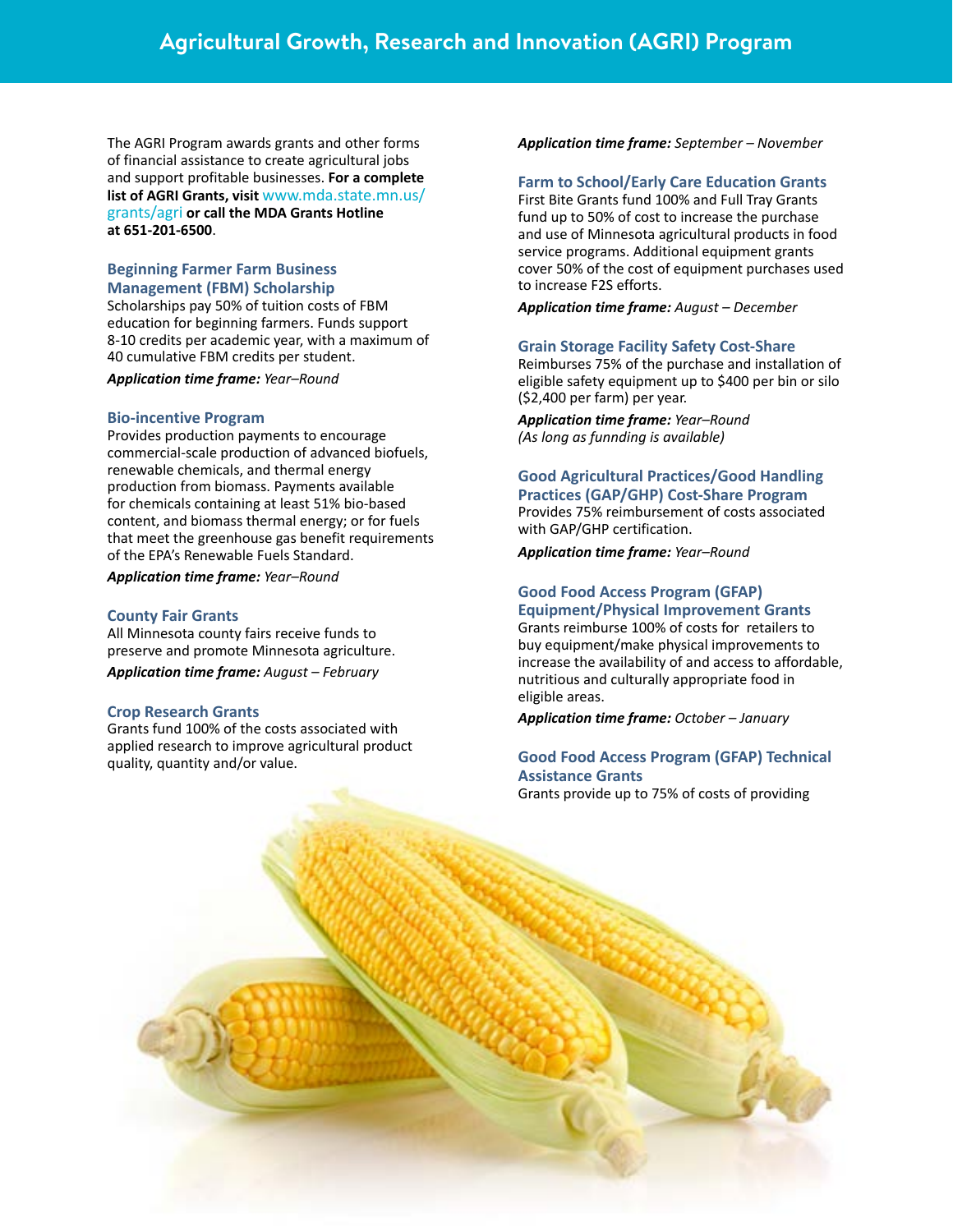# Agricultural Growth, Research and Innovation (AGRI) Program

The AGRI Program awards grants and other forms of financial assistance to create agricultural jobs and support profitable businesses. **For a complete list of AGRI Grants, visit** www.mda.state.mn.us/grants/agri **or call the MDA Grants Hotline at 651-201-6500**.

### Beginning Farmer Farm Business Management (FBM) Scholarship

Scholarships pay 50% of tuition costs of FBM education for beginning farmers. Funds support 8-10 credits per academic year, with a maximum of 40 cumulative FBM credits per student.

***Application time frame:*** *Year–Round*

### Bio-incentive Program

Provides production payments to encourage commercial-scale production of advanced biofuels, renewable chemicals, and thermal energy production from biomass. Payments available for chemicals containing at least 51% bio-based content, and biomass thermal energy; or for fuels that meet the greenhouse gas benefit requirements of the EPA's Renewable Fuels Standard.

***Application time frame:*** *Year–Round*

### County Fair Grants

All Minnesota county fairs receive funds to preserve and promote Minnesota agriculture.

***Application time frame:*** *August – February*

### Crop Research Grants

Grants fund 100% of the costs associated with applied research to improve agricultural product quality, quantity and/or value.

***Application time frame:*** *September – November*

### Farm to School/Early Care Education Grants

First Bite Grants fund 100% and Full Tray Grants fund up to 50% of cost to increase the purchase and use of Minnesota agricultural products in food service programs. Additional equipment grants cover 50% of the cost of equipment purchases used to increase F2S efforts.

***Application time frame:*** *August – December*

### Grain Storage Facility Safety Cost-Share

Reimburses 75% of the purchase and installation of eligible safety equipment up to $400 per bin or silo ($2,400 per farm) per year.

***Application time frame:*** *Year–Round*
*(As long as funnding is available)*

### Good Agricultural Practices/Good Handling Practices (GAP/GHP) Cost-Share Program

Provides 75% reimbursement of costs associated with GAP/GHP certification.

***Application time frame:*** *Year–Round*

### Good Food Access Program (GFAP) Equipment/Physical Improvement Grants

Grants reimburse 100% of costs for retailers to buy equipment/make physical improvements to increase the availability of and access to affordable, nutritious and culturally appropriate food in eligible areas.

***Application time frame:*** *October – January*

### Good Food Access Program (GFAP) Technical Assistance Grants

Grants provide up to 75% of costs of providing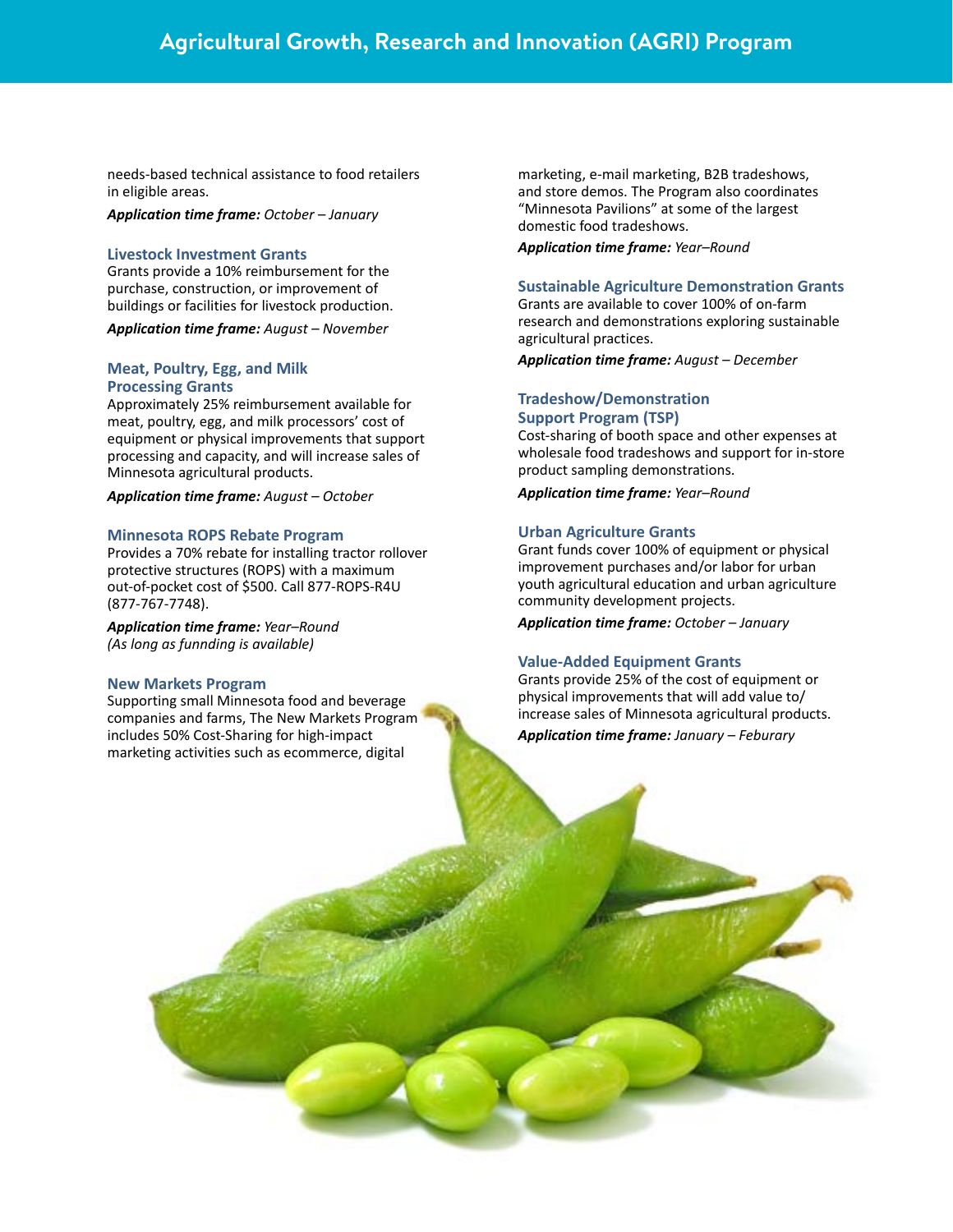needs-based technical assistance to food retailers in eligible areas.

***Application time frame:*** *October – January*

### Livestock Investment Grants

Grants provide a 10% reimbursement for the purchase, construction, or improvement of buildings or facilities for livestock production.

***Application time frame:*** *August – November*

### Meat, Poultry, Egg, and Milk Processing Grants

Approximately 25% reimbursement available for meat, poultry, egg, and milk processors' cost of equipment or physical improvements that support processing and capacity, and will increase sales of Minnesota agricultural products.

***Application time frame:*** *August – October*

### Minnesota ROPS Rebate Program

Provides a 70% rebate for installing tractor rollover protective structures (ROPS) with a maximum out-of-pocket cost of $500. Call 877-ROPS-R4U (877-767-7748).

***Application time frame:*** *Year–Round*
*(As long as funnding is available)*

### New Markets Program

Supporting small Minnesota food and beverage companies and farms, The New Markets Program includes 50% Cost-Sharing for high-impact marketing activities such as ecommerce, digital marketing, e-mail marketing, B2B tradeshows, and store demos. The Program also coordinates "Minnesota Pavilions" at some of the largest domestic food tradeshows.

***Application time frame:*** *Year–Round*

### Sustainable Agriculture Demonstration Grants

Grants are available to cover 100% of on-farm research and demonstrations exploring sustainable agricultural practices.

***Application time frame:*** *August – December*

### Tradeshow/Demonstration Support Program (TSP)

Cost-sharing of booth space and other expenses at wholesale food tradeshows and support for in-store product sampling demonstrations.

***Application time frame:*** *Year–Round*

### Urban Agriculture Grants

Grant funds cover 100% of equipment or physical improvement purchases and/or labor for urban youth agricultural education and urban agriculture community development projects.

***Application time frame:*** *October – January*

### Value-Added Equipment Grants

Grants provide 25% of the cost of equipment or physical improvements that will add value to/ increase sales of Minnesota agricultural products.

***Application time frame:*** *January – Feburary*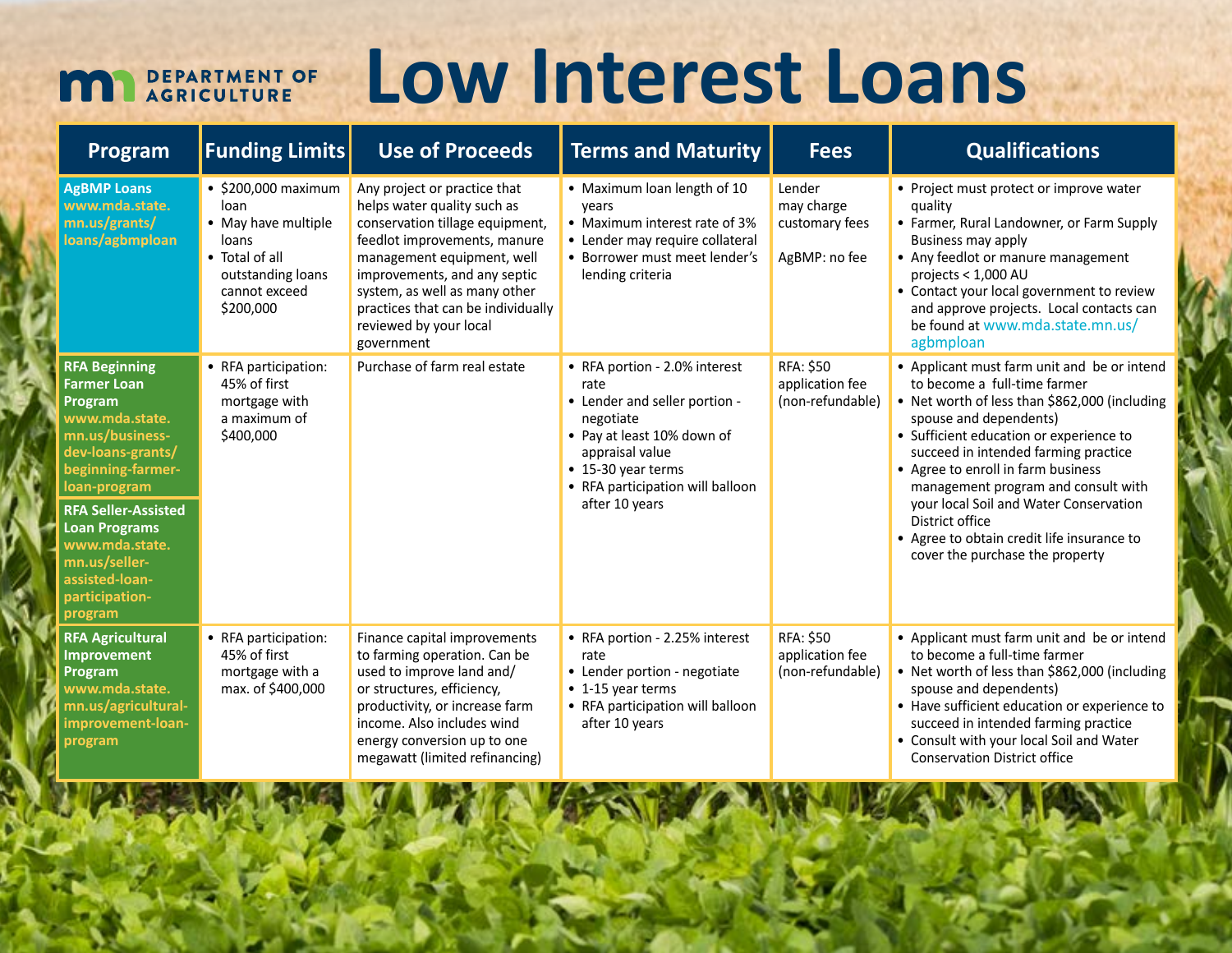# Low Interest Loans

MN Department of Agriculture

| Program | Funding Limits | Use of Proceeds | Terms and Maturity | Fees | Qualifications |
|---|---|---|---|---|---|
| **AgBMP Loans** **www.mda.state.mn.us/grants/loans/agbmploan** | • $200,000 maximum loan<br>• May have multiple loans<br>• Total of all outstanding loans cannot exceed $200,000 | Any project or practice that helps water quality such as conservation tillage equipment, feedlot improvements, manure management equipment, well improvements, and any septic system, as well as many other practices that can be individually reviewed by your local government | • Maximum loan length of 10 years<br>• Maximum interest rate of 3%<br>• Lender may require collateral<br>• Borrower must meet lender's lending criteria | Lender may charge customary fees<br><br>AgBMP: no fee | • Project must protect or improve water quality<br>• Farmer, Rural Landowner, or Farm Supply Business may apply<br>• Any feedlot or manure management projects < 1,000 AU<br>• Contact your local government to review and approve projects. Local contacts can be found at www.mda.state.mn.us/agbmploan |
| **RFA Beginning Farmer Loan Program** **www.mda.state.mn.us/business-dev-loans-grants/beginning-farmer-loan-program**<br><br>**RFA Seller-Assisted Loan Programs** **www.mda.state.mn.us/seller-assisted-loan-participation-program** | • RFA participation: 45% of first mortgage with a maximum of $400,000 | Purchase of farm real estate | • RFA portion - 2.0% interest rate<br>• Lender and seller portion - negotiate<br>• Pay at least 10% down of appraisal value<br>• 15-30 year terms<br>• RFA participation will balloon after 10 years | RFA: $50 application fee (non-refundable) | • Applicant must farm unit and be or intend to become a full-time farmer<br>• Net worth of less than $862,000 (including spouse and dependents)<br>• Sufficient education or experience to succeed in intended farming practice<br>• Agree to enroll in farm business management program and consult with your local Soil and Water Conservation District office<br>• Agree to obtain credit life insurance to cover the purchase the property |
| **RFA Agricultural Improvement Program** **www.mda.state.mn.us/agricultural-improvement-loan-program** | • RFA participation: 45% of first mortgage with a max. of $400,000 | Finance capital improvements to farming operation. Can be used to improve land and/or structures, efficiency, productivity, or increase farm income. Also includes wind energy conversion up to one megawatt (limited refinancing) | • RFA portion - 2.25% interest rate<br>• Lender portion - negotiate<br>• 1-15 year terms<br>• RFA participation will balloon after 10 years | RFA: $50 application fee (non-refundable) | • Applicant must farm unit and be or intend to become a full-time farmer<br>• Net worth of less than $862,000 (including spouse and dependents)<br>• Have sufficient education or experience to succeed in intended farming practice<br>• Consult with your local Soil and Water Conservation District office |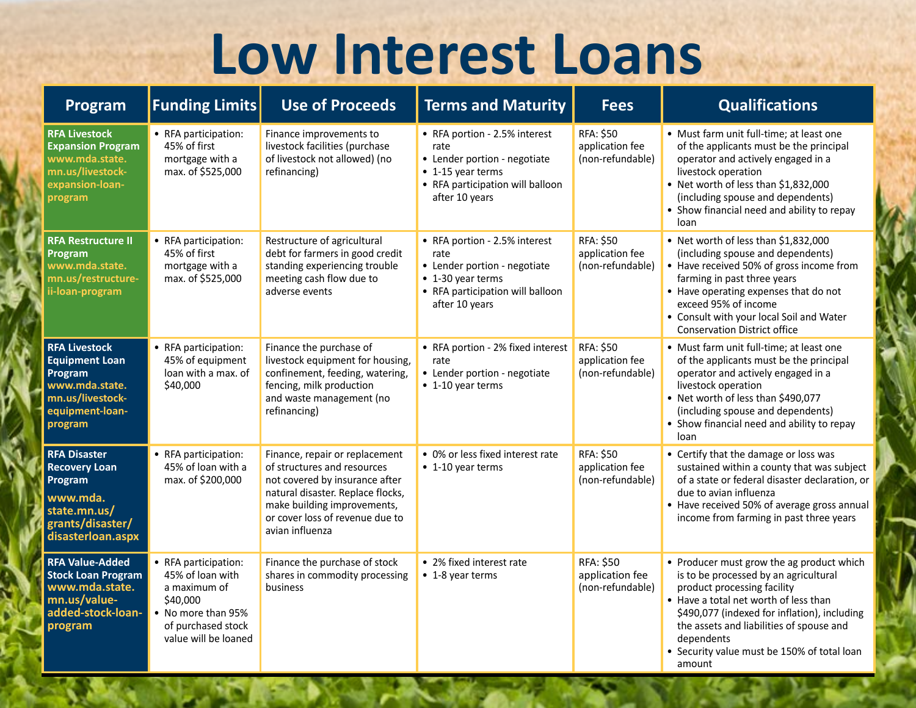# Low Interest Loans

| Program | Funding Limits | Use of Proceeds | Terms and Maturity | Fees | Qualifications |
|---|---|---|---|---|---|
| **RFA Livestock Expansion Program** www.mda.state.mn.us/livestock-expansion-loan-program | • RFA participation: 45% of first mortgage with a max. of $525,000 | Finance improvements to livestock facilities (purchase of livestock not allowed) (no refinancing) | • RFA portion - 2.5% interest rate<br>• Lender portion - negotiate<br>• 1-15 year terms<br>• RFA participation will balloon after 10 years | RFA: $50 application fee (non-refundable) | • Must farm unit full-time; at least one of the applicants must be the principal operator and actively engaged in a livestock operation<br>• Net worth of less than $1,832,000 (including spouse and dependents)<br>• Show financial need and ability to repay loan |
| **RFA Restructure II Program** www.mda.state.mn.us/restructure-ii-loan-program | • RFA participation: 45% of first mortgage with a max. of $525,000 | Restructure of agricultural debt for farmers in good credit standing experiencing trouble meeting cash flow due to adverse events | • RFA portion - 2.5% interest rate<br>• Lender portion - negotiate<br>• 1-30 year terms<br>• RFA participation will balloon after 10 years | RFA: $50 application fee (non-refundable) | • Net worth of less than $1,832,000 (including spouse and dependents)<br>• Have received 50% of gross income from farming in past three years<br>• Have operating expenses that do not exceed 95% of income<br>• Consult with your local Soil and Water Conservation District office |
| **RFA Livestock Equipment Loan Program** www.mda.state.mn.us/livestock-equipment-loan-program | • RFA participation: 45% of equipment loan with a max. of $40,000 | Finance the purchase of livestock equipment for housing, confinement, feeding, watering, fencing, milk production and waste management (no refinancing) | • RFA portion - 2% fixed interest rate<br>• Lender portion - negotiate<br>• 1-10 year terms | RFA: $50 application fee (non-refundable) | • Must farm unit full-time; at least one of the applicants must be the principal operator and actively engaged in a livestock operation<br>• Net worth of less than $490,077 (including spouse and dependents)<br>• Show financial need and ability to repay loan |
| **RFA Disaster Recovery Loan Program** www.mda.state.mn.us/grants/disaster/disasterloan.aspx | • RFA participation: 45% of loan with a max. of $200,000 | Finance, repair or replacement of structures and resources not covered by insurance after natural disaster. Replace flocks, make building improvements, or cover loss of revenue due to avian influenza | • 0% or less fixed interest rate<br>• 1-10 year terms | RFA: $50 application fee (non-refundable) | • Certify that the damage or loss was sustained within a county that was subject of a state or federal disaster declaration, or due to avian influenza<br>• Have received 50% of average gross annual income from farming in past three years |
| **RFA Value-Added Stock Loan Program** www.mda.state.mn.us/value-added-stock-loan-program | • RFA participation: 45% of loan with a maximum of $40,000<br>• No more than 95% of purchased stock value will be loaned | Finance the purchase of stock shares in commodity processing business | • 2% fixed interest rate<br>• 1-8 year terms | RFA: $50 application fee (non-refundable) | • Producer must grow the ag product which is to be processed by an agricultural product processing facility<br>• Have a total net worth of less than $490,077 (indexed for inflation), including the assets and liabilities of spouse and dependents<br>• Security value must be 150% of total loan amount |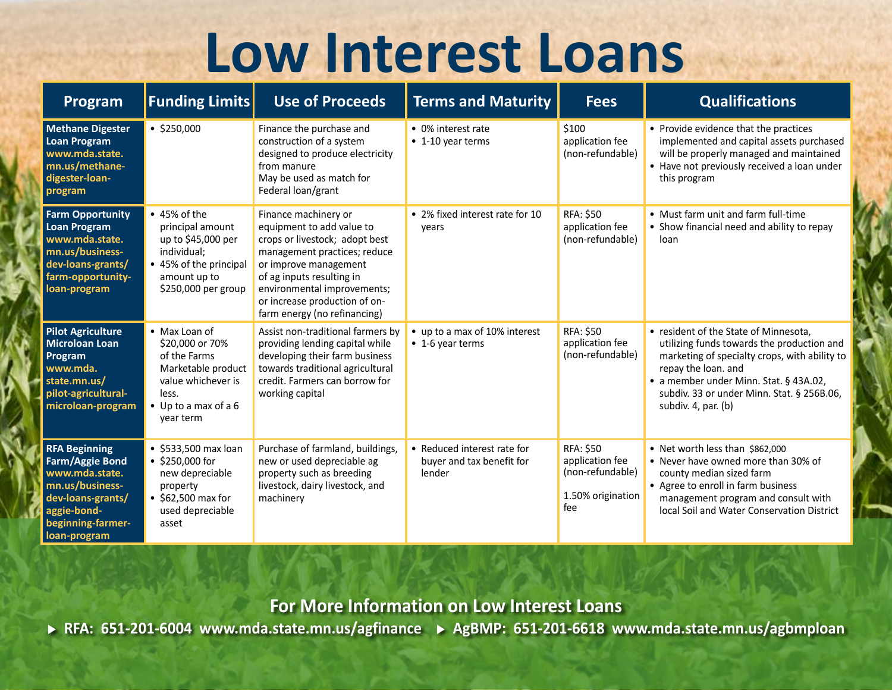# Low Interest Loans

| Program | Funding Limits | Use of Proceeds | Terms and Maturity | Fees | Qualifications |
|---|---|---|---|---|---|
| **Methane Digester Loan Program** **www.mda.state.mn.us/methane-digester-loan-program** | • $250,000 | Finance the purchase and construction of a system designed to produce electricity from manure<br>May be used as match for Federal loan/grant | • 0% interest rate<br>• 1-10 year terms | $100 application fee (non-refundable) | • Provide evidence that the practices implemented and capital assets purchased will be properly managed and maintained<br>• Have not previously received a loan under this program |
| **Farm Opportunity Loan Program** **www.mda.state.mn.us/business-dev-loans-grants/farm-opportunity-loan-program** | • 45% of the principal amount up to $45,000 per individual;<br>• 45% of the principal amount up to $250,000 per group | Finance machinery or equipment to add value to crops or livestock; adopt best management practices; reduce or improve management of ag inputs resulting in environmental improvements; or increase production of on-farm energy (no refinancing) | • 2% fixed interest rate for 10 years | RFA: $50 application fee (non-refundable) | • Must farm unit and farm full-time<br>• Show financial need and ability to repay loan |
| **Pilot Agriculture Microloan Loan Program** **www.mda.state.mn.us/pilot-agricultural-microloan-program** | • Max Loan of $20,000 or 70% of the Farms Marketable product value whichever is less.<br>• Up to a max of a 6 year term | Assist non-traditional farmers by providing lending capital while developing their farm business towards traditional agricultural credit. Farmers can borrow for working capital | • up to a max of 10% interest<br>• 1-6 year terms | RFA: $50 application fee (non-refundable) | • resident of the State of Minnesota, utilizing funds towards the production and marketing of specialty crops, with ability to repay the loan. and<br>• a member under Minn. Stat. § 43A.02, subdiv. 33 or under Minn. Stat. § 256B.06, subdiv. 4, par. (b) |
| **RFA Beginning Farm/Aggie Bond** **www.mda.state.mn.us/business-dev-loans-grants/aggie-bond-beginning-farmer-loan-program** | • $533,500 max loan<br>• $250,000 for new depreciable property<br>• $62,500 max for used depreciable asset | Purchase of farmland, buildings, new or used depreciable ag property such as breeding livestock, dairy livestock, and machinery | • Reduced interest rate for buyer and tax benefit for lender | RFA: $50 application fee (non-refundable)<br><br>1.50% origination fee | • Net worth less than $862,000<br>• Never have owned more than 30% of county median sized farm<br>• Agree to enroll in farm business management program and consult with local Soil and Water Conservation District |

**For More Information on Low Interest Loans**

**▸ RFA: 651-201-6004 www.mda.state.mn.us/agfinance ▸ AgBMP: 651-201-6618 www.mda.state.mn.us/agbmploan**